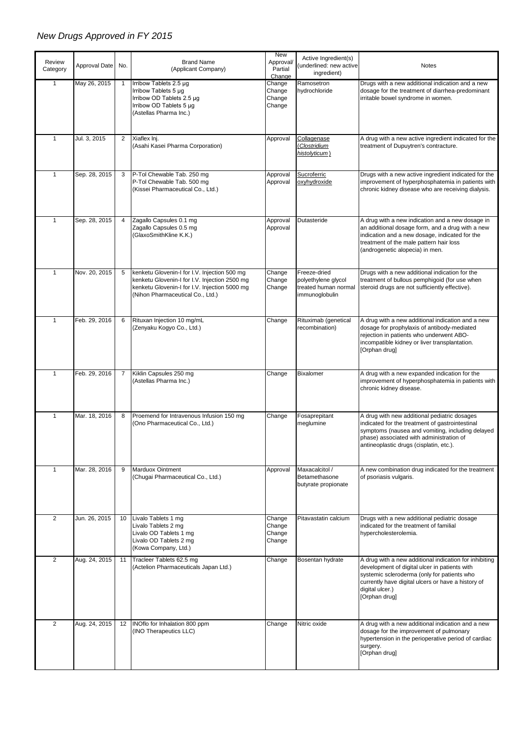# *New Drugs Approved in FY 2015*

| Review Category | Approval Date | No. | Brand Name (Applicant Company) | New Approval/ Partial Change | Active Ingredient(s) (underlined: new active ingredient) | Notes |
|---|---|---|---|---|---|---|
| 1 | May 26, 2015 | 1 | Irribow Tablets 2.5 μg<br>Irribow Tablets 5 μg<br>Irribow OD Tablets 2.5 μg<br>Irribow OD Tablets 5 μg<br>(Astellas Pharma Inc.) | Change<br>Change<br>Change<br>Change | Ramosetron hydrochloride | Drugs with a new additional indication and a new dosage for the treatment of diarrhea-predominant irritable bowel syndrome in women. |
| 1 | Jul. 3, 2015 | 2 | Xiaflex Inj.<br>(Asahi Kasei Pharma Corporation) | Approval | <u>Collagenase (*Clostridium histolyticum*)</u> | A drug with a new active ingredient indicated for the treatment of Dupuytren's contracture. |
| 1 | Sep. 28, 2015 | 3 | P-Tol Chewable Tab. 250 mg<br>P-Tol Chewable Tab. 500 mg<br>(Kissei Pharmaceutical Co., Ltd.) | Approval<br>Approval | <u>Sucroferric oxyhydroxide</u> | Drugs with a new active ingredient indicated for the improvement of hyperphosphatemia in patients with chronic kidney disease who are receiving dialysis. |
| 1 | Sep. 28, 2015 | 4 | Zagallo Capsules 0.1 mg<br>Zagallo Capsules 0.5 mg<br>(GlaxoSmithKline K.K.) | Approval<br>Approval | Dutasteride | A drug with a new indication and a new dosage in an additional dosage form, and a drug with a new indication and a new dosage, indicated for the treatment of the male pattern hair loss (androgenetic alopecia) in men. |
| 1 | Nov. 20, 2015 | 5 | kenketu Glovenin-I for I.V. Injection 500 mg<br>kenketu Glovenin-I for I.V. Injection 2500 mg<br>kenketu Glovenin-I for I.V. Injection 5000 mg<br>(Nihon Pharmaceutical Co., Ltd.) | Change<br>Change<br>Change | Freeze-dried polyethylene glycol treated human normal immunoglobulin | Drugs with a new additional indication for the treatment of bullous pemphigoid (for use when steroid drugs are not sufficiently effective). |
| 1 | Feb. 29, 2016 | 6 | Rituxan Injection 10 mg/mL<br>(Zenyaku Kogyo Co., Ltd.) | Change | Rituximab (genetical recombination) | A drug with a new additional indication and a new dosage for prophylaxis of antibody-mediated rejection in patients who underwent ABO-incompatible kidney or liver transplantation.<br>[Orphan drug] |
| 1 | Feb. 29, 2016 | 7 | Kiklin Capsules 250 mg<br>(Astellas Pharma Inc.) | Change | Bixalomer | A drug with a new expanded indication for the improvement of hyperphosphatemia in patients with chronic kidney disease. |
| 1 | Mar. 18, 2016 | 8 | Proemend for Intravenous Infusion 150 mg<br>(Ono Pharmaceutical Co., Ltd.) | Change | Fosaprepitant meglumine | A drug with new additional pediatric dosages indicated for the treatment of gastrointestinal symptoms (nausea and vomiting, including delayed phase) associated with administration of antineoplastic drugs (cisplatin, etc.). |
| 1 | Mar. 28, 2016 | 9 | Marduox Ointment<br>(Chugai Pharmaceutical Co., Ltd.) | Approval | Maxacalcitol / Betamethasone butyrate propionate | A new combination drug indicated for the treatment of psoriasis vulgaris. |
| 2 | Jun. 26, 2015 | 10 | Livalo Tablets 1 mg<br>Livalo Tablets 2 mg<br>Livalo OD Tablets 1 mg<br>Livalo OD Tablets 2 mg<br>(Kowa Company, Ltd.) | Change<br>Change<br>Change<br>Change | Pitavastatin calcium | Drugs with a new additional pediatric dosage indicated for the treatment of familial hypercholesterolemia. |
| 2 | Aug. 24, 2015 | 11 | Tracleer Tablets 62.5 mg<br>(Actelion Pharmaceuticals Japan Ltd.) | Change | Bosentan hydrate | A drug with a new additional indication for inhibiting development of digital ulcer in patients with systemic scleroderma (only for patients who currently have digital ulcers or have a history of digital ulcer.)<br>[Orphan drug] |
| 2 | Aug. 24, 2015 | 12 | INOflo for Inhalation 800 ppm<br>(INO Therapeutics LLC) | Change | Nitric oxide | A drug with a new additional indication and a new dosage for the improvement of pulmonary hypertension in the perioperative period of cardiac surgery.<br>[Orphan drug] |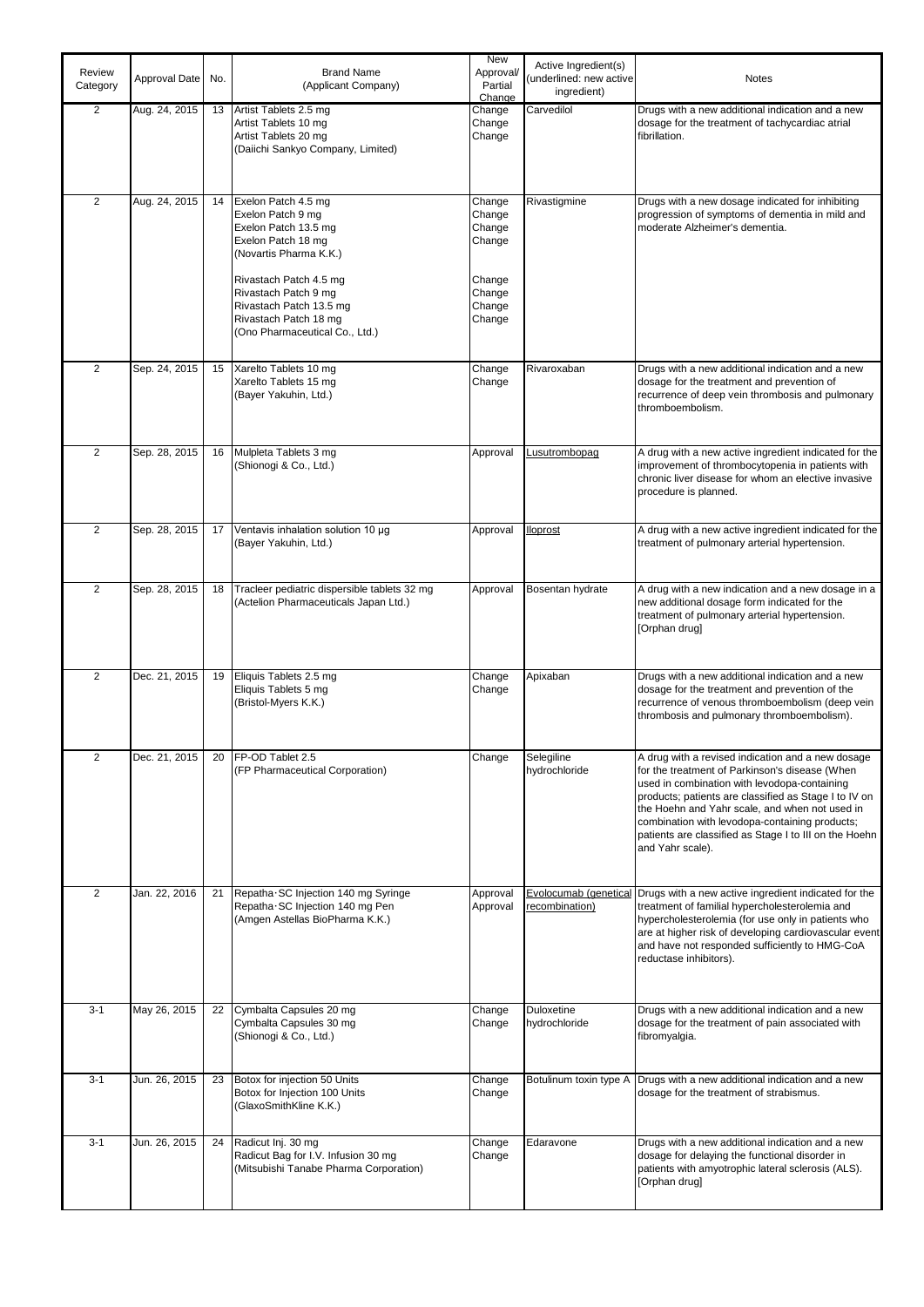| Review Category | Approval Date | No. | Brand Name (Applicant Company) | New Approval/ Partial Change | Active Ingredient(s) (underlined: new active ingredient) | Notes |
|---|---|---|---|---|---|---|
| 2 | Aug. 24, 2015 | 13 | Artist Tablets 2.5 mg<br>Artist Tablets 10 mg<br>Artist Tablets 20 mg<br>(Daiichi Sankyo Company, Limited) | Change<br>Change<br>Change | Carvedilol | Drugs with a new additional indication and a new dosage for the treatment of tachycardiac atrial fibrillation. |
| 2 | Aug. 24, 2015 | 14 | Exelon Patch 4.5 mg<br>Exelon Patch 9 mg<br>Exelon Patch 13.5 mg<br>Exelon Patch 18 mg<br>(Novartis Pharma K.K.)<br><br>Rivastach Patch 4.5 mg<br>Rivastach Patch 9 mg<br>Rivastach Patch 13.5 mg<br>Rivastach Patch 18 mg<br>(Ono Pharmaceutical Co., Ltd.) | Change<br>Change<br>Change<br>Change<br><br>Change<br>Change<br>Change<br>Change | Rivastigmine | Drugs with a new dosage indicated for inhibiting progression of symptoms of dementia in mild and moderate Alzheimer's dementia. |
| 2 | Sep. 24, 2015 | 15 | Xarelto Tablets 10 mg<br>Xarelto Tablets 15 mg<br>(Bayer Yakuhin, Ltd.) | Change<br>Change | Rivaroxaban | Drugs with a new additional indication and a new dosage for the treatment and prevention of recurrence of deep vein thrombosis and pulmonary thromboembolism. |
| 2 | Sep. 28, 2015 | 16 | Mulpleta Tablets 3 mg<br>(Shionogi & Co., Ltd.) | Approval | <u>Lusutrombopag</u> | A drug with a new active ingredient indicated for the improvement of thrombocytopenia in patients with chronic liver disease for whom an elective invasive procedure is planned. |
| 2 | Sep. 28, 2015 | 17 | Ventavis inhalation solution 10 µg<br>(Bayer Yakuhin, Ltd.) | Approval | <u>Iloprost</u> | A drug with a new active ingredient indicated for the treatment of pulmonary arterial hypertension. |
| 2 | Sep. 28, 2015 | 18 | Tracleer pediatric dispersible tablets 32 mg<br>(Actelion Pharmaceuticals Japan Ltd.) | Approval | Bosentan hydrate | A drug with a new indication and a new dosage in a new additional dosage form indicated for the treatment of pulmonary arterial hypertension. [Orphan drug] |
| 2 | Dec. 21, 2015 | 19 | Eliquis Tablets 2.5 mg<br>Eliquis Tablets 5 mg<br>(Bristol-Myers K.K.) | Change<br>Change | Apixaban | Drugs with a new additional indication and a new dosage for the treatment and prevention of the recurrence of venous thromboembolism (deep vein thrombosis and pulmonary thromboembolism). |
| 2 | Dec. 21, 2015 | 20 | FP-OD Tablet 2.5<br>(FP Pharmaceutical Corporation) | Change | Selegiline hydrochloride | A drug with a revised indication and a new dosage for the treatment of Parkinson's disease (When used in combination with levodopa-containing products; patients are classified as Stage I to IV on the Hoehn and Yahr scale, and when not used in combination with levodopa-containing products; patients are classified as Stage I to III on the Hoehn and Yahr scale). |
| 2 | Jan. 22, 2016 | 21 | Repatha·SC Injection 140 mg Syringe<br>Repatha·SC Injection 140 mg Pen<br>(Amgen Astellas BioPharma K.K.) | Approval<br>Approval | <u>Evolocumab (genetical recombination)</u> | Drugs with a new active ingredient indicated for the treatment of familial hypercholesterolemia and hypercholesterolemia (for use only in patients who are at higher risk of developing cardiovascular event and have not responded sufficiently to HMG-CoA reductase inhibitors). |
| 3-1 | May 26, 2015 | 22 | Cymbalta Capsules 20 mg<br>Cymbalta Capsules 30 mg<br>(Shionogi & Co., Ltd.) | Change<br>Change | Duloxetine hydrochloride | Drugs with a new additional indication and a new dosage for the treatment of pain associated with fibromyalgia. |
| 3-1 | Jun. 26, 2015 | 23 | Botox for injection 50 Units<br>Botox for Injection 100 Units<br>(GlaxoSmithKline K.K.) | Change<br>Change | Botulinum toxin type A | Drugs with a new additional indication and a new dosage for the treatment of strabismus. |
| 3-1 | Jun. 26, 2015 | 24 | Radicut Inj. 30 mg<br>Radicut Bag for I.V. Infusion 30 mg<br>(Mitsubishi Tanabe Pharma Corporation) | Change<br>Change | Edaravone | Drugs with a new additional indication and a new dosage for delaying the functional disorder in patients with amyotrophic lateral sclerosis (ALS). [Orphan drug] |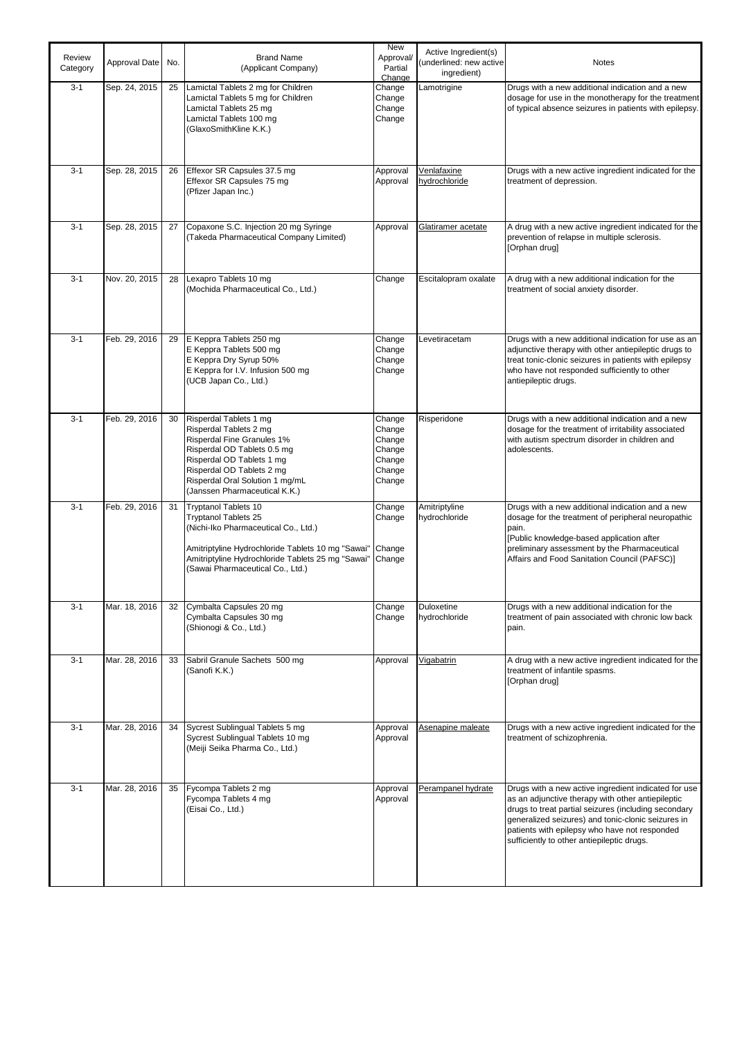| Review Category | Approval Date | No. | Brand Name (Applicant Company) | New Approval/ Partial Change | Active Ingredient(s) (underlined: new active ingredient) | Notes |
|---|---|---|---|---|---|---|
| 3-1 | Sep. 24, 2015 | 25 | Lamictal Tablets 2 mg for Children<br>Lamictal Tablets 5 mg for Children<br>Lamictal Tablets 25 mg<br>Lamictal Tablets 100 mg<br>(GlaxoSmithKline K.K.) | Change<br>Change<br>Change<br>Change | Lamotrigine | Drugs with a new additional indication and a new dosage for use in the monotherapy for the treatment of typical absence seizures in patients with epilepsy. |
| 3-1 | Sep. 28, 2015 | 26 | Effexor SR Capsules 37.5 mg<br>Effexor SR Capsules 75 mg<br>(Pfizer Japan Inc.) | Approval<br>Approval | <u>Venlafaxine hydrochloride</u> | Drugs with a new active ingredient indicated for the treatment of depression. |
| 3-1 | Sep. 28, 2015 | 27 | Copaxone S.C. Injection 20 mg Syringe<br>(Takeda Pharmaceutical Company Limited) | Approval | <u>Glatiramer acetate</u> | A drug with a new active ingredient indicated for the prevention of relapse in multiple sclerosis.<br>[Orphan drug] |
| 3-1 | Nov. 20, 2015 | 28 | Lexapro Tablets 10 mg<br>(Mochida Pharmaceutical Co., Ltd.) | Change | Escitalopram oxalate | A drug with a new additional indication for the treatment of social anxiety disorder. |
| 3-1 | Feb. 29, 2016 | 29 | E Keppra Tablets 250 mg<br>E Keppra Tablets 500 mg<br>E Keppra Dry Syrup 50%<br>E Keppra for I.V. Infusion 500 mg<br>(UCB Japan Co., Ltd.) | Change<br>Change<br>Change<br>Change | Levetiracetam | Drugs with a new additional indication for use as an adjunctive therapy with other antiepileptic drugs to treat tonic-clonic seizures in patients with epilepsy who have not responded sufficiently to other antiepileptic drugs. |
| 3-1 | Feb. 29, 2016 | 30 | Risperdal Tablets 1 mg<br>Risperdal Tablets 2 mg<br>Risperdal Fine Granules 1%<br>Risperdal OD Tablets 0.5 mg<br>Risperdal OD Tablets 1 mg<br>Risperdal OD Tablets 2 mg<br>Risperdal Oral Solution 1 mg/mL<br>(Janssen Pharmaceutical K.K.) | Change<br>Change<br>Change<br>Change<br>Change<br>Change<br>Change | Risperidone | Drugs with a new additional indication and a new dosage for the treatment of irritability associated with autism spectrum disorder in children and adolescents. |
| 3-1 | Feb. 29, 2016 | 31 | Tryptanol Tablets 10<br>Tryptanol Tablets 25<br>(Nichi-Iko Pharmaceutical Co., Ltd.)<br><br>Amitriptyline Hydrochloride Tablets 10 mg "Sawai"<br>Amitriptyline Hydrochloride Tablets 25 mg "Sawai"<br>(Sawai Pharmaceutical Co., Ltd.) | Change<br>Change<br><br><br>Change<br>Change | Amitriptyline hydrochloride | Drugs with a new additional indication and a new dosage for the treatment of peripheral neuropathic pain.<br>[Public knowledge-based application after preliminary assessment by the Pharmaceutical Affairs and Food Sanitation Council (PAFSC)] |
| 3-1 | Mar. 18, 2016 | 32 | Cymbalta Capsules 20 mg<br>Cymbalta Capsules 30 mg<br>(Shionogi & Co., Ltd.) | Change<br>Change | Duloxetine hydrochloride | Drugs with a new additional indication for the treatment of pain associated with chronic low back pain. |
| 3-1 | Mar. 28, 2016 | 33 | Sabril Granule Sachets 500 mg<br>(Sanofi K.K.) | Approval | <u>Vigabatrin</u> | A drug with a new active ingredient indicated for the treatment of infantile spasms.<br>[Orphan drug] |
| 3-1 | Mar. 28, 2016 | 34 | Sycrest Sublingual Tablets 5 mg<br>Sycrest Sublingual Tablets 10 mg<br>(Meiji Seika Pharma Co., Ltd.) | Approval<br>Approval | <u>Asenapine maleate</u> | Drugs with a new active ingredient indicated for the treatment of schizophrenia. |
| 3-1 | Mar. 28, 2016 | 35 | Fycompa Tablets 2 mg<br>Fycompa Tablets 4 mg<br>(Eisai Co., Ltd.) | Approval<br>Approval | <u>Perampanel hydrate</u> | Drugs with a new active ingredient indicated for use as an adjunctive therapy with other antiepileptic drugs to treat partial seizures (including secondary generalized seizures) and tonic-clonic seizures in patients with epilepsy who have not responded sufficiently to other antiepileptic drugs. |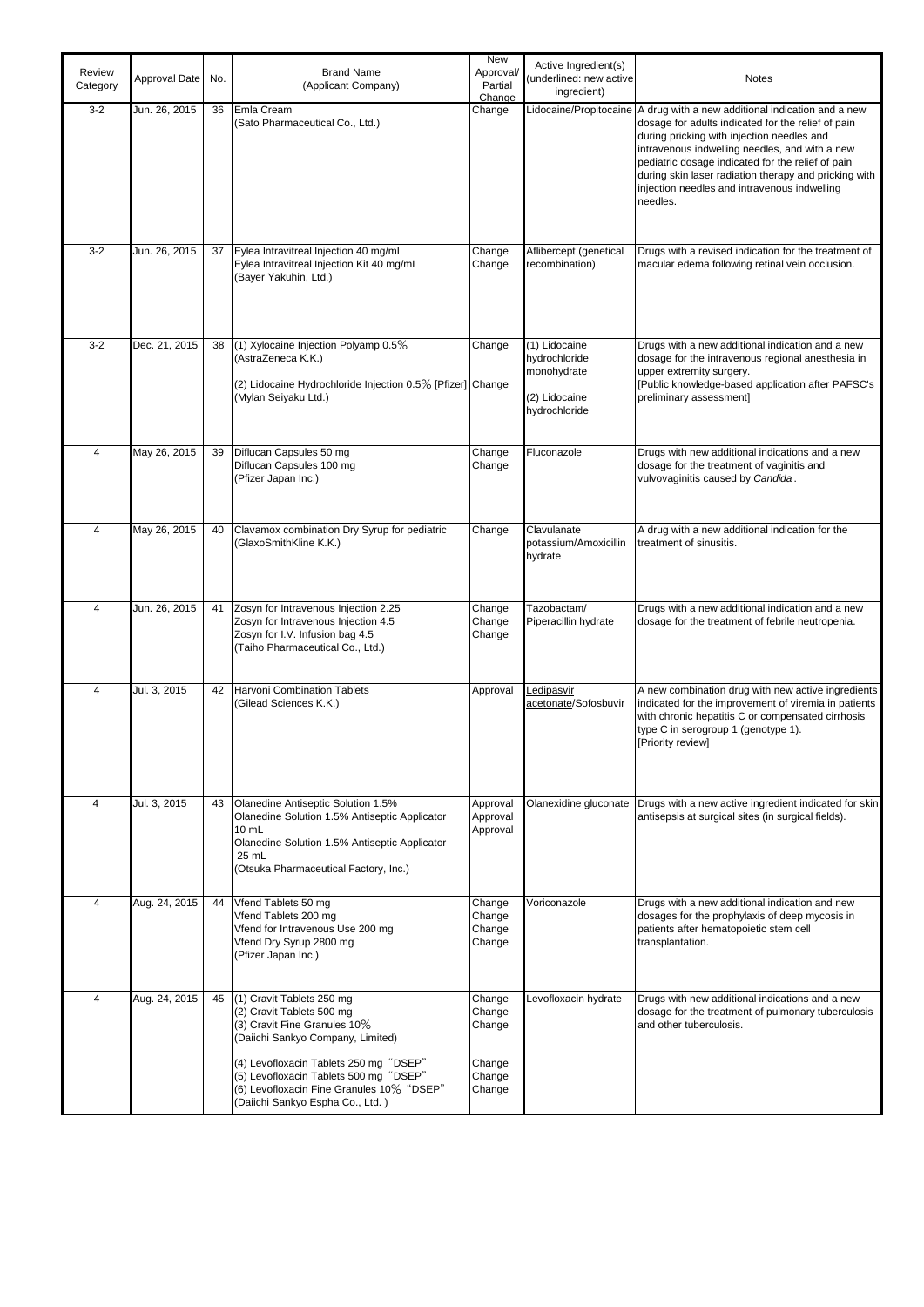| Review Category | Approval Date | No. | Brand Name (Applicant Company) | New Approval/ Partial Change | Active Ingredient(s) (underlined: new active ingredient) | Notes |
|---|---|---|---|---|---|---|
| 3-2 | Jun. 26, 2015 | 36 | Emla Cream<br>(Sato Pharmaceutical Co., Ltd.) | Change | Lidocaine/Propitocaine | A drug with a new additional indication and a new dosage for adults indicated for the relief of pain during pricking with injection needles and intravenous indwelling needles, and with a new pediatric dosage indicated for the relief of pain during skin laser radiation therapy and pricking with injection needles and intravenous indwelling needles. |
| 3-2 | Jun. 26, 2015 | 37 | Eylea Intravitreal Injection 40 mg/mL<br>Eylea Intravitreal Injection Kit 40 mg/mL<br>(Bayer Yakuhin, Ltd.) | Change<br>Change | Aflibercept (genetical recombination) | Drugs with a revised indication for the treatment of macular edema following retinal vein occlusion. |
| 3-2 | Dec. 21, 2015 | 38 | (1) Xylocaine Injection Polyamp 0.5％<br>(AstraZeneca K.K.)<br><br>(2) Lidocaine Hydrochloride Injection 0.5％ [Pfizer]<br>(Mylan Seiyaku Ltd.) | Change<br><br>Change | (1) Lidocaine hydrochloride monohydrate<br><br>(2) Lidocaine hydrochloride | Drugs with a new additional indication and a new dosage for the intravenous regional anesthesia in upper extremity surgery.<br>[Public knowledge-based application after PAFSC's preliminary assessment] |
| 4 | May 26, 2015 | 39 | Diflucan Capsules 50 mg<br>Diflucan Capsules 100 mg<br>(Pfizer Japan Inc.) | Change<br>Change | Fluconazole | Drugs with new additional indications and a new dosage for the treatment of vaginitis and vulvovaginitis caused by *Candida*. |
| 4 | May 26, 2015 | 40 | Clavamox combination Dry Syrup for pediatric<br>(GlaxoSmithKline K.K.) | Change | Clavulanate potassium/Amoxicillin hydrate | A drug with a new additional indication for the treatment of sinusitis. |
| 4 | Jun. 26, 2015 | 41 | Zosyn for Intravenous Injection 2.25<br>Zosyn for Intravenous Injection 4.5<br>Zosyn for I.V. Infusion bag 4.5<br>(Taiho Pharmaceutical Co., Ltd.) | Change<br>Change<br>Change | Tazobactam/ Piperacillin hydrate | Drugs with a new additional indication and a new dosage for the treatment of febrile neutropenia. |
| 4 | Jul. 3, 2015 | 42 | Harvoni Combination Tablets<br>(Gilead Sciences K.K.) | Approval | <u>Ledipasvir acetonate</u>/Sofosbuvir | A new combination drug with new active ingredients indicated for the improvement of viremia in patients with chronic hepatitis C or compensated cirrhosis type C in serogroup 1 (genotype 1).<br>[Priority review] |
| 4 | Jul. 3, 2015 | 43 | Olanedine Antiseptic Solution 1.5%<br>Olanedine Solution 1.5% Antiseptic Applicator 10 mL<br>Olanedine Solution 1.5% Antiseptic Applicator 25 mL<br>(Otsuka Pharmaceutical Factory, Inc.) | Approval<br>Approval<br>Approval | <u>Olanexidine gluconate</u> | Drugs with a new active ingredient indicated for skin antisepsis at surgical sites (in surgical fields). |
| 4 | Aug. 24, 2015 | 44 | Vfend Tablets 50 mg<br>Vfend Tablets 200 mg<br>Vfend for Intravenous Use 200 mg<br>Vfend Dry Syrup 2800 mg<br>(Pfizer Japan Inc.) | Change<br>Change<br>Change<br>Change | Voriconazole | Drugs with a new additional indication and new dosages for the prophylaxis of deep mycosis in patients after hematopoietic stem cell transplantation. |
| 4 | Aug. 24, 2015 | 45 | (1) Cravit Tablets 250 mg<br>(2) Cravit Tablets 500 mg<br>(3) Cravit Fine Granules 10％<br>(Daiichi Sankyo Company, Limited)<br><br>(4) Levofloxacin Tablets 250 mg "DSEP"<br>(5) Levofloxacin Tablets 500 mg "DSEP"<br>(6) Levofloxacin Fine Granules 10％ "DSEP"<br>(Daiichi Sankyo Espha Co., Ltd. ) | Change<br>Change<br>Change<br><br>Change<br>Change<br>Change | Levofloxacin hydrate | Drugs with new additional indications and a new dosage for the treatment of pulmonary tuberculosis and other tuberculosis. |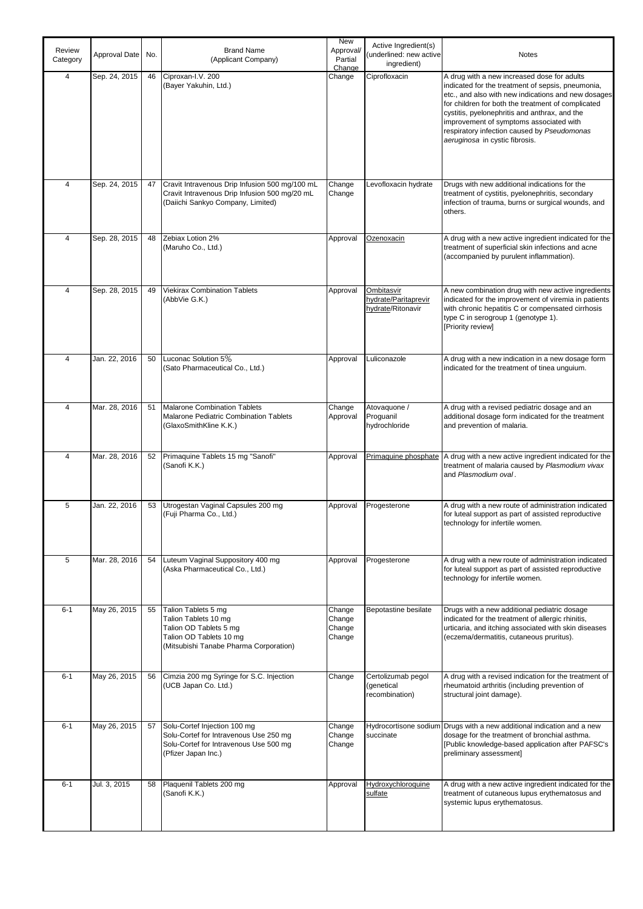| Review Category | Approval Date | No. | Brand Name (Applicant Company) | New Approval/ Partial Change | Active Ingredient(s) (underlined: new active ingredient) | Notes |
|---|---|---|---|---|---|---|
| 4 | Sep. 24, 2015 | 46 | Ciproxan-I.V. 200<br>(Bayer Yakuhin, Ltd.) | Change | Ciprofloxacin | A drug with a new increased dose for adults indicated for the treatment of sepsis, pneumonia, etc., and also with new indications and new dosages for children for both the treatment of complicated cystitis, pyelonephritis and anthrax, and the improvement of symptoms associated with respiratory infection caused by *Pseudomonas aeruginosa* in cystic fibrosis. |
| 4 | Sep. 24, 2015 | 47 | Cravit Intravenous Drip Infusion 500 mg/100 mL<br>Cravit Intravenous Drip Infusion 500 mg/20 mL<br>(Daiichi Sankyo Company, Limited) | Change<br>Change | Levofloxacin hydrate | Drugs with new additional indications for the treatment of cystitis, pyelonephritis, secondary infection of trauma, burns or surgical wounds, and others. |
| 4 | Sep. 28, 2015 | 48 | Zebiax Lotion 2%<br>(Maruho Co., Ltd.) | Approval | <u>Ozenoxacin</u> | A drug with a new active ingredient indicated for the treatment of superficial skin infections and acne (accompanied by purulent inflammation). |
| 4 | Sep. 28, 2015 | 49 | Viekirax Combination Tablets<br>(AbbVie G.K.) | Approval | <u>Ombitasvir hydrate/Paritaprevir hydrate</u>/Ritonavir | A new combination drug with new active ingredients indicated for the improvement of viremia in patients with chronic hepatitis C or compensated cirrhosis type C in serogroup 1 (genotype 1).<br>[Priority review] |
| 4 | Jan. 22, 2016 | 50 | Luconac Solution 5％<br>(Sato Pharmaceutical Co., Ltd.) | Approval | Luliconazole | A drug with a new indication in a new dosage form indicated for the treatment of tinea unguium. |
| 4 | Mar. 28, 2016 | 51 | Malarone Combination Tablets<br>Malarone Pediatric Combination Tablets<br>(GlaxoSmithKline K.K.) | Change<br>Approval | Atovaquone / Proguanil hydrochloride | A drug with a revised pediatric dosage and an additional dosage form indicated for the treatment and prevention of malaria. |
| 4 | Mar. 28, 2016 | 52 | Primaquine Tablets 15 mg "Sanofi"<br>(Sanofi K.K.) | Approval | <u>Primaquine phosphate</u> | A drug with a new active ingredient indicated for the treatment of malaria caused by *Plasmodium vivax* and *Plasmodium oval*. |
| 5 | Jan. 22, 2016 | 53 | Utrogestan Vaginal Capsules 200 mg<br>(Fuji Pharma Co., Ltd.) | Approval | Progesterone | A drug with a new route of administration indicated for luteal support as part of assisted reproductive technology for infertile women. |
| 5 | Mar. 28, 2016 | 54 | Luteum Vaginal Suppository 400 mg<br>(Aska Pharmaceutical Co., Ltd.) | Approval | Progesterone | A drug with a new route of administration indicated for luteal support as part of assisted reproductive technology for infertile women. |
| 6-1 | May 26, 2015 | 55 | Talion Tablets 5 mg<br>Talion Tablets 10 mg<br>Talion OD Tablets 5 mg<br>Talion OD Tablets 10 mg<br>(Mitsubishi Tanabe Pharma Corporation) | Change<br>Change<br>Change<br>Change | Bepotastine besilate | Drugs with a new additional pediatric dosage indicated for the treatment of allergic rhinitis, urticaria, and itching associated with skin diseases (eczema/dermatitis, cutaneous pruritus). |
| 6-1 | May 26, 2015 | 56 | Cimzia 200 mg Syringe for S.C. Injection<br>(UCB Japan Co. Ltd.) | Change | Certolizumab pegol (genetical recombination) | A drug with a revised indication for the treatment of rheumatoid arthritis (including prevention of structural joint damage). |
| 6-1 | May 26, 2015 | 57 | Solu-Cortef Injection 100 mg<br>Solu-Cortef for Intravenous Use 250 mg<br>Solu-Cortef for Intravenous Use 500 mg<br>(Pfizer Japan Inc.) | Change<br>Change<br>Change | Hydrocortisone sodium succinate | Drugs with a new additional indication and a new dosage for the treatment of bronchial asthma.<br>[Public knowledge-based application after PAFSC's preliminary assessment] |
| 6-1 | Jul. 3, 2015 | 58 | Plaquenil Tablets 200 mg<br>(Sanofi K.K.) | Approval | <u>Hydroxychloroquine sulfate</u> | A drug with a new active ingredient indicated for the treatment of cutaneous lupus erythematosus and systemic lupus erythematosus. |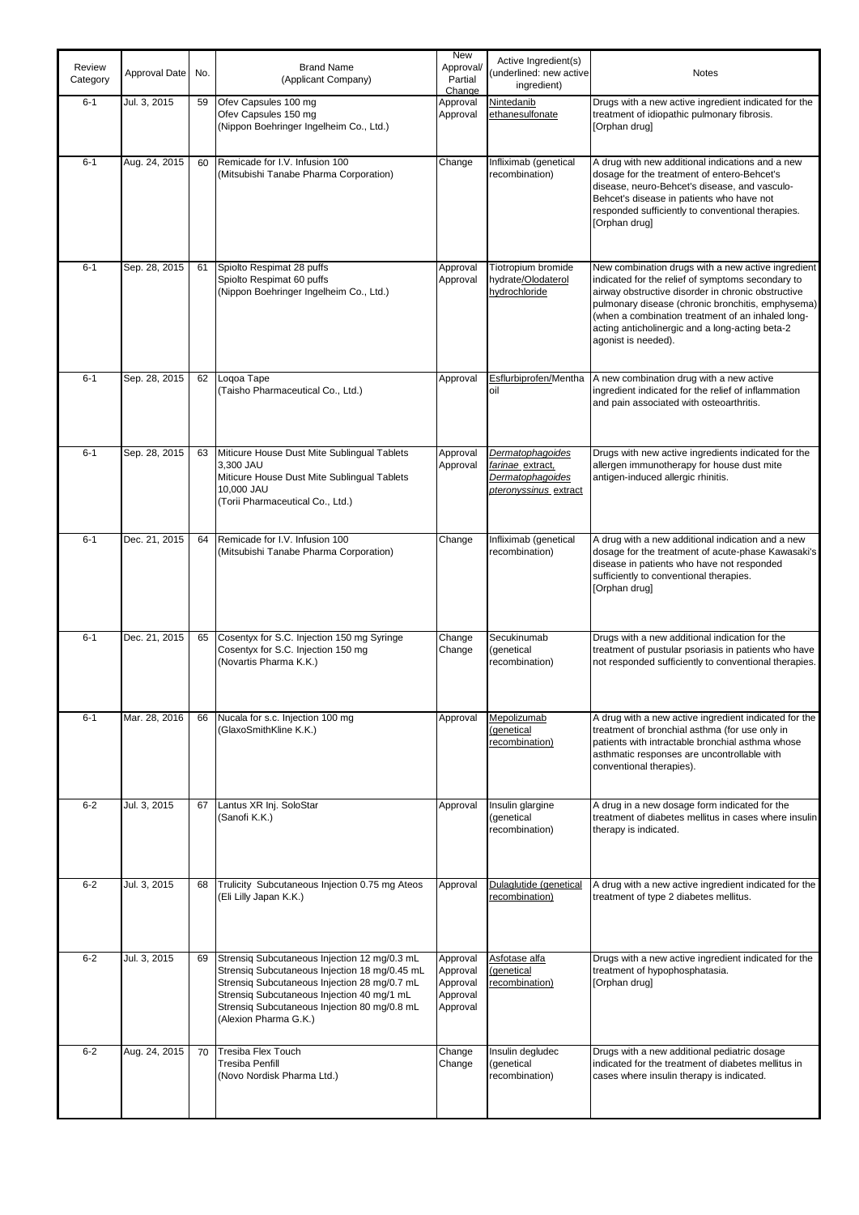| Review Category | Approval Date | No. | Brand Name (Applicant Company) | New Approval/ Partial Change | Active Ingredient(s) (underlined: new active ingredient) | Notes |
|---|---|---|---|---|---|---|
| 6-1 | Jul. 3, 2015 | 59 | Ofev Capsules 100 mg<br>Ofev Capsules 150 mg<br>(Nippon Boehringer Ingelheim Co., Ltd.) | Approval<br>Approval | <u>Nintedanib ethanesulfonate</u> | Drugs with a new active ingredient indicated for the treatment of idiopathic pulmonary fibrosis.<br>[Orphan drug] |
| 6-1 | Aug. 24, 2015 | 60 | Remicade for I.V. Infusion 100<br>(Mitsubishi Tanabe Pharma Corporation) | Change | Infliximab (genetical recombination) | A drug with new additional indications and a new dosage for the treatment of entero-Behcet's disease, neuro-Behcet's disease, and vasculo-Behcet's disease in patients who have not responded sufficiently to conventional therapies.<br>[Orphan drug] |
| 6-1 | Sep. 28, 2015 | 61 | Spiolto Respimat 28 puffs<br>Spiolto Respimat 60 puffs<br>(Nippon Boehringer Ingelheim Co., Ltd.) | Approval<br>Approval | Tiotropium bromide hydrate/<u>Olodaterol hydrochloride</u> | New combination drugs with a new active ingredient indicated for the relief of symptoms secondary to airway obstructive disorder in chronic obstructive pulmonary disease (chronic bronchitis, emphysema) (when a combination treatment of an inhaled long-acting anticholinergic and a long-acting beta-2 agonist is needed). |
| 6-1 | Sep. 28, 2015 | 62 | Loqoa Tape<br>(Taisho Pharmaceutical Co., Ltd.) | Approval | <u>Esflurbiprofen</u>/Mentha oil | A new combination drug with a new active ingredient indicated for the relief of inflammation and pain associated with osteoarthritis. |
| 6-1 | Sep. 28, 2015 | 63 | Miticure House Dust Mite Sublingual Tablets 3,300 JAU<br>Miticure House Dust Mite Sublingual Tablets 10,000 JAU<br>(Torii Pharmaceutical Co., Ltd.) | Approval<br>Approval | <u>*Dermatophagoides farinae* extract, *Dermatophagoides pteronyssinus* extract</u> | Drugs with new active ingredients indicated for the allergen immunotherapy for house dust mite antigen-induced allergic rhinitis. |
| 6-1 | Dec. 21, 2015 | 64 | Remicade for I.V. Infusion 100<br>(Mitsubishi Tanabe Pharma Corporation) | Change | Infliximab (genetical recombination) | A drug with a new additional indication and a new dosage for the treatment of acute-phase Kawasaki's disease in patients who have not responded sufficiently to conventional therapies.<br>[Orphan drug] |
| 6-1 | Dec. 21, 2015 | 65 | Cosentyx for S.C. Injection 150 mg Syringe<br>Cosentyx for S.C. Injection 150 mg<br>(Novartis Pharma K.K.) | Change<br>Change | Secukinumab (genetical recombination) | Drugs with a new additional indication for the treatment of pustular psoriasis in patients who have not responded sufficiently to conventional therapies. |
| 6-1 | Mar. 28, 2016 | 66 | Nucala for s.c. Injection 100 mg<br>(GlaxoSmithKline K.K.) | Approval | <u>Mepolizumab (genetical recombination)</u> | A drug with a new active ingredient indicated for the treatment of bronchial asthma (for use only in patients with intractable bronchial asthma whose asthmatic responses are uncontrollable with conventional therapies). |
| 6-2 | Jul. 3, 2015 | 67 | Lantus XR Inj. SoloStar<br>(Sanofi K.K.) | Approval | Insulin glargine (genetical recombination) | A drug in a new dosage form indicated for the treatment of diabetes mellitus in cases where insulin therapy is indicated. |
| 6-2 | Jul. 3, 2015 | 68 | Trulicity Subcutaneous Injection 0.75 mg Ateos<br>(Eli Lilly Japan K.K.) | Approval | <u>Dulaglutide (genetical recombination)</u> | A drug with a new active ingredient indicated for the treatment of type 2 diabetes mellitus. |
| 6-2 | Jul. 3, 2015 | 69 | Strensiq Subcutaneous Injection 12 mg/0.3 mL<br>Strensiq Subcutaneous Injection 18 mg/0.45 mL<br>Strensiq Subcutaneous Injection 28 mg/0.7 mL<br>Strensiq Subcutaneous Injection 40 mg/1 mL<br>Strensiq Subcutaneous Injection 80 mg/0.8 mL<br>(Alexion Pharma G.K.) | Approval<br>Approval<br>Approval<br>Approval<br>Approval | <u>Asfotase alfa (genetical recombination)</u> | Drugs with a new active ingredient indicated for the treatment of hypophosphatasia.<br>[Orphan drug] |
| 6-2 | Aug. 24, 2015 | 70 | Tresiba Flex Touch<br>Tresiba Penfill<br>(Novo Nordisk Pharma Ltd.) | Change<br>Change | Insulin degludec (genetical recombination) | Drugs with a new additional pediatric dosage indicated for the treatment of diabetes mellitus in cases where insulin therapy is indicated. |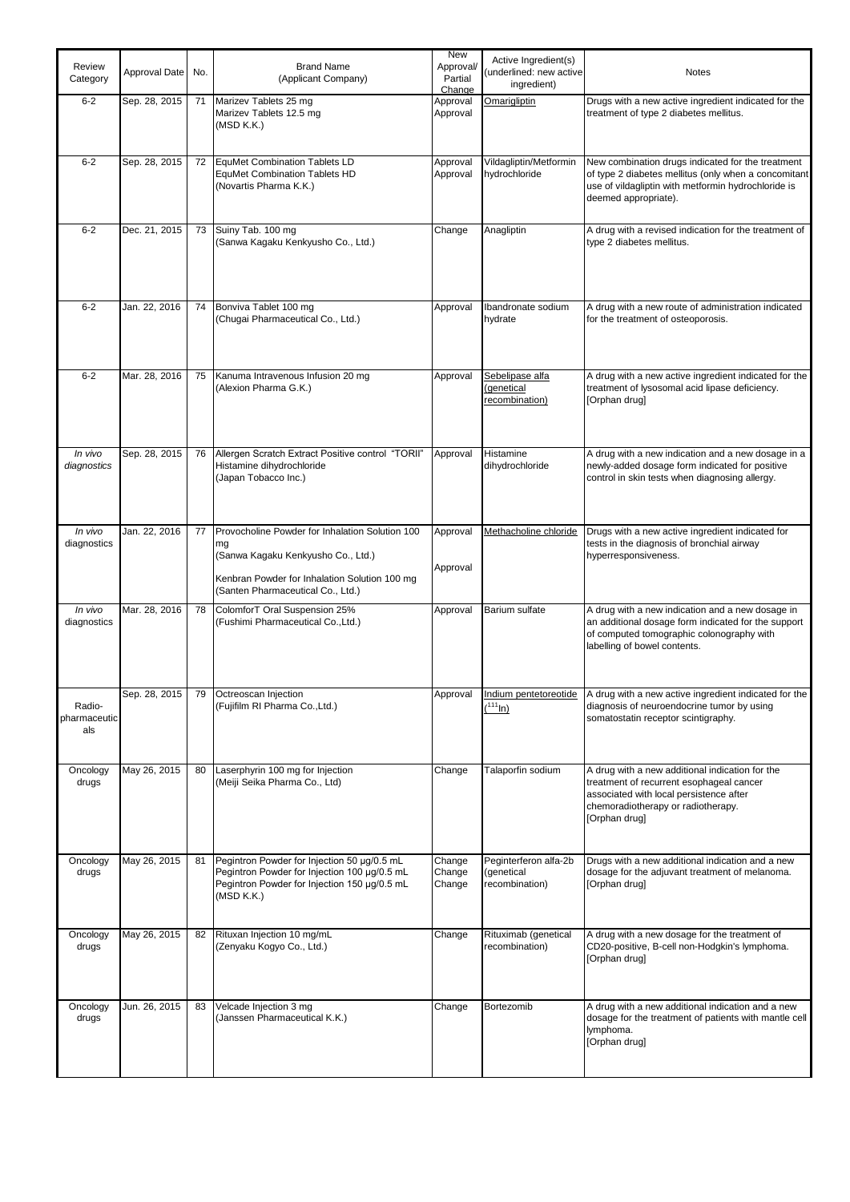| Review Category | Approval Date | No. | Brand Name (Applicant Company) | New Approval/ Partial Change | Active Ingredient(s) (underlined: new active ingredient) | Notes |
|---|---|---|---|---|---|---|
| 6-2 | Sep. 28, 2015 | 71 | Marizev Tablets 25 mg<br>Marizev Tablets 12.5 mg<br>(MSD K.K.) | Approval<br>Approval | <u>Omarigliptin</u> | Drugs with a new active ingredient indicated for the treatment of type 2 diabetes mellitus. |
| 6-2 | Sep. 28, 2015 | 72 | EquMet Combination Tablets LD<br>EquMet Combination Tablets HD<br>(Novartis Pharma K.K.) | Approval<br>Approval | Vildagliptin/Metformin hydrochloride | New combination drugs indicated for the treatment of type 2 diabetes mellitus (only when a concomitant use of vildagliptin with metformin hydrochloride is deemed appropriate). |
| 6-2 | Dec. 21, 2015 | 73 | Suiny Tab. 100 mg<br>(Sanwa Kagaku Kenkyusho Co., Ltd.) | Change | Anagliptin | A drug with a revised indication for the treatment of type 2 diabetes mellitus. |
| 6-2 | Jan. 22, 2016 | 74 | Bonviva Tablet 100 mg<br>(Chugai Pharmaceutical Co., Ltd.) | Approval | Ibandronate sodium hydrate | A drug with a new route of administration indicated for the treatment of osteoporosis. |
| 6-2 | Mar. 28, 2016 | 75 | Kanuma Intravenous Infusion 20 mg<br>(Alexion Pharma G.K.) | Approval | <u>Sebelipase alfa (genetical recombination)</u> | A drug with a new active ingredient indicated for the treatment of lysosomal acid lipase deficiency.<br>[Orphan drug] |
| *In vivo diagnostics* | Sep. 28, 2015 | 76 | Allergen Scratch Extract Positive control "TORII" Histamine dihydrochloride<br>(Japan Tobacco Inc.) | Approval | Histamine dihydrochloride | A drug with a new indication and a new dosage in a newly-added dosage form indicated for positive control in skin tests when diagnosing allergy. |
| *In vivo* diagnostics | Jan. 22, 2016 | 77 | Provocholine Powder for Inhalation Solution 100 mg<br>(Sanwa Kagaku Kenkyusho Co., Ltd.)<br>Kenbran Powder for Inhalation Solution 100 mg<br>(Santen Pharmaceutical Co., Ltd.) | Approval<br>Approval | <u>Methacholine chloride</u> | Drugs with a new active ingredient indicated for tests in the diagnosis of bronchial airway hyperresponsiveness. |
| *In vivo* diagnostics | Mar. 28, 2016 | 78 | ColomforT Oral Suspension 25%<br>(Fushimi Pharmaceutical Co.,Ltd.) | Approval | Barium sulfate | A drug with a new indication and a new dosage in an additional dosage form indicated for the support of computed tomographic colonography with labelling of bowel contents. |
| Radio-pharmaceuticals | Sep. 28, 2015 | 79 | Octreoscan Injection<br>(Fujifilm RI Pharma Co.,Ltd.) | Approval | <u>Indium pentetoreotide ($^{111}$In)</u> | A drug with a new active ingredient indicated for the diagnosis of neuroendocrine tumor by using somatostatin receptor scintigraphy. |
| Oncology drugs | May 26, 2015 | 80 | Laserphyrin 100 mg for Injection<br>(Meiji Seika Pharma Co., Ltd) | Change | Talaporfin sodium | A drug with a new additional indication for the treatment of recurrent esophageal cancer associated with local persistence after chemoradiotherapy or radiotherapy.<br>[Orphan drug] |
| Oncology drugs | May 26, 2015 | 81 | Pegintron Powder for Injection 50 µg/0.5 mL<br>Pegintron Powder for Injection 100 µg/0.5 mL<br>Pegintron Powder for Injection 150 µg/0.5 mL<br>(MSD K.K.) | Change<br>Change<br>Change | Peginterferon alfa-2b (genetical recombination) | Drugs with a new additional indication and a new dosage for the adjuvant treatment of melanoma.<br>[Orphan drug] |
| Oncology drugs | May 26, 2015 | 82 | Rituxan Injection 10 mg/mL<br>(Zenyaku Kogyo Co., Ltd.) | Change | Rituximab (genetical recombination) | A drug with a new dosage for the treatment of CD20-positive, B-cell non-Hodgkin's lymphoma.<br>[Orphan drug] |
| Oncology drugs | Jun. 26, 2015 | 83 | Velcade Injection 3 mg<br>(Janssen Pharmaceutical K.K.) | Change | Bortezomib | A drug with a new additional indication and a new dosage for the treatment of patients with mantle cell lymphoma.<br>[Orphan drug] |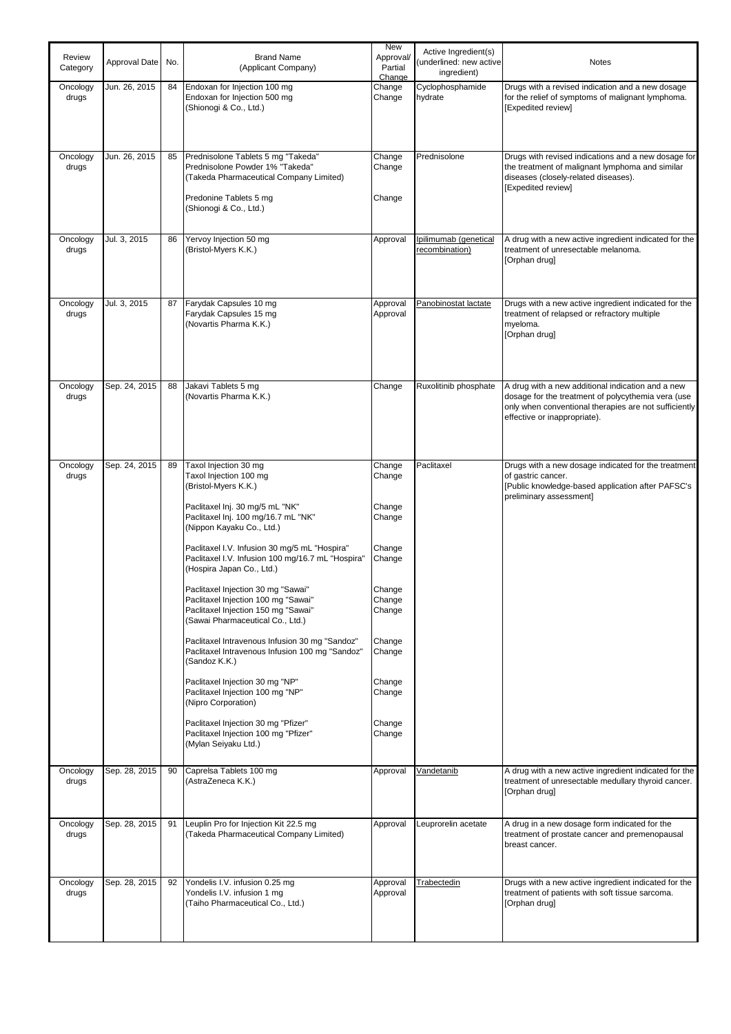| Review Category | Approval Date | No. | Brand Name (Applicant Company) | New Approval/ Partial Change | Active Ingredient(s) (underlined: new active ingredient) | Notes |
|---|---|---|---|---|---|---|
| Oncology drugs | Jun. 26, 2015 | 84 | Endoxan for Injection 100 mg<br>Endoxan for Injection 500 mg<br>(Shionogi & Co., Ltd.) | Change<br>Change | Cyclophosphamide hydrate | Drugs with a revised indication and a new dosage for the relief of symptoms of malignant lymphoma.<br>[Expedited review] |
| Oncology drugs | Jun. 26, 2015 | 85 | Prednisolone Tablets 5 mg "Takeda"<br>Prednisolone Powder 1% "Takeda"<br>(Takeda Pharmaceutical Company Limited)<br><br>Predonine Tablets 5 mg<br>(Shionogi & Co., Ltd.) | Change<br>Change<br><br><br>Change | Prednisolone | Drugs with revised indications and a new dosage for the treatment of malignant lymphoma and similar diseases (closely-related diseases).<br>[Expedited review] |
| Oncology drugs | Jul. 3, 2015 | 86 | Yervoy Injection 50 mg<br>(Bristol-Myers K.K.) | Approval | Ipilimumab (genetical recombination) | A drug with a new active ingredient indicated for the treatment of unresectable melanoma.<br>[Orphan drug] |
| Oncology drugs | Jul. 3, 2015 | 87 | Farydak Capsules 10 mg<br>Farydak Capsules 15 mg<br>(Novartis Pharma K.K.) | Approval<br>Approval | Panobinostat lactate | Drugs with a new active ingredient indicated for the treatment of relapsed or refractory multiple myeloma.<br>[Orphan drug] |
| Oncology drugs | Sep. 24, 2015 | 88 | Jakavi Tablets 5 mg<br>(Novartis Pharma K.K.) | Change | Ruxolitinib phosphate | A drug with a new additional indication and a new dosage for the treatment of polycythemia vera (use only when conventional therapies are not sufficiently effective or inappropriate). |
| Oncology drugs | Sep. 24, 2015 | 89 | Taxol Injection 30 mg<br>Taxol Injection 100 mg<br>(Bristol-Myers K.K.)<br><br>Paclitaxel Inj. 30 mg/5 mL "NK"<br>Paclitaxel Inj. 100 mg/16.7 mL "NK"<br>(Nippon Kayaku Co., Ltd.)<br><br>Paclitaxel I.V. Infusion 30 mg/5 mL "Hospira"<br>Paclitaxel I.V. Infusion 100 mg/16.7 mL "Hospira"<br>(Hospira Japan Co., Ltd.)<br><br>Paclitaxel Injection 30 mg "Sawai"<br>Paclitaxel Injection 100 mg "Sawai"<br>Paclitaxel Injection 150 mg "Sawai"<br>(Sawai Pharmaceutical Co., Ltd.)<br><br>Paclitaxel Intravenous Infusion 30 mg "Sandoz"<br>Paclitaxel Intravenous Infusion 100 mg "Sandoz"<br>(Sandoz K.K.)<br><br>Paclitaxel Injection 30 mg "NP"<br>Paclitaxel Injection 100 mg "NP"<br>(Nipro Corporation)<br><br>Paclitaxel Injection 30 mg "Pfizer"<br>Paclitaxel Injection 100 mg "Pfizer"<br>(Mylan Seiyaku Ltd.) | Change<br>Change<br><br><br>Change<br>Change<br><br><br>Change<br>Change<br><br><br>Change<br>Change<br>Change<br><br><br>Change<br>Change<br><br><br>Change<br>Change<br><br><br>Change<br>Change | Paclitaxel | Drugs with a new dosage indicated for the treatment of gastric cancer.<br>[Public knowledge-based application after PAFSC's preliminary assessment] |
| Oncology drugs | Sep. 28, 2015 | 90 | Caprelsa Tablets 100 mg<br>(AstraZeneca K.K.) | Approval | Vandetanib | A drug with a new active ingredient indicated for the treatment of unresectable medullary thyroid cancer.<br>[Orphan drug] |
| Oncology drugs | Sep. 28, 2015 | 91 | Leuplin Pro for Injection Kit 22.5 mg<br>(Takeda Pharmaceutical Company Limited) | Approval | Leuprorelin acetate | A drug in a new dosage form indicated for the treatment of prostate cancer and premenopausal breast cancer. |
| Oncology drugs | Sep. 28, 2015 | 92 | Yondelis I.V. infusion 0.25 mg<br>Yondelis I.V. infusion 1 mg<br>(Taiho Pharmaceutical Co., Ltd.) | Approval<br>Approval | Trabectedin | Drugs with a new active ingredient indicated for the treatment of patients with soft tissue sarcoma.<br>[Orphan drug] |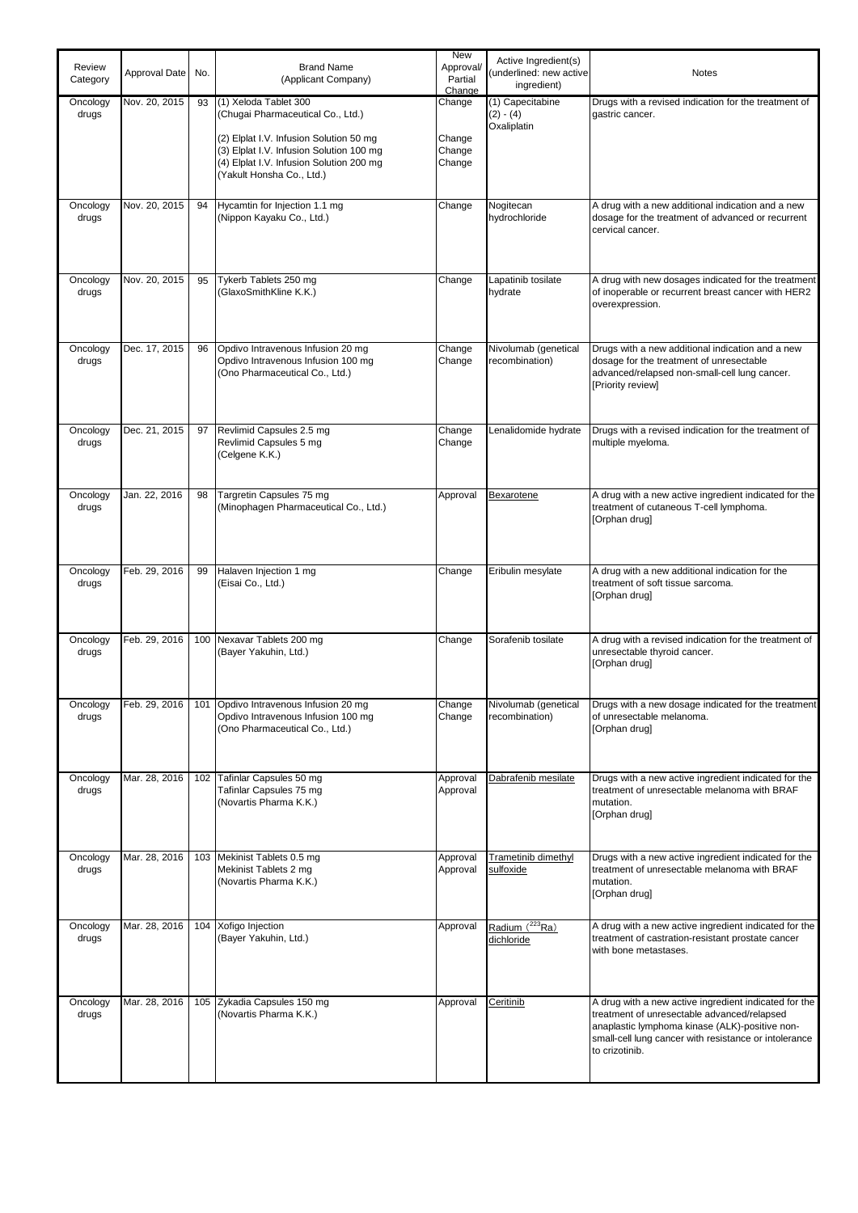| Review Category | Approval Date | No. | Brand Name (Applicant Company) | New Approval/ Partial Change | Active Ingredient(s) (underlined: new active ingredient) | Notes |
|---|---|---|---|---|---|---|
| Oncology drugs | Nov. 20, 2015 | 93 | (1) Xeloda Tablet 300<br>(Chugai Pharmaceutical Co., Ltd.)<br><br>(2) Elplat I.V. Infusion Solution 50 mg<br>(3) Elplat I.V. Infusion Solution 100 mg<br>(4) Elplat I.V. Infusion Solution 200 mg<br>(Yakult Honsha Co., Ltd.) | Change<br><br><br>Change<br>Change<br>Change | (1) Capecitabine<br>(2) - (4)<br>Oxaliplatin | Drugs with a revised indication for the treatment of gastric cancer. |
| Oncology drugs | Nov. 20, 2015 | 94 | Hycamtin for Injection 1.1 mg<br>(Nippon Kayaku Co., Ltd.) | Change | Nogitecan hydrochloride | A drug with a new additional indication and a new dosage for the treatment of advanced or recurrent cervical cancer. |
| Oncology drugs | Nov. 20, 2015 | 95 | Tykerb Tablets 250 mg<br>(GlaxoSmithKline K.K.) | Change | Lapatinib tosilate hydrate | A drug with new dosages indicated for the treatment of inoperable or recurrent breast cancer with HER2 overexpression. |
| Oncology drugs | Dec. 17, 2015 | 96 | Opdivo Intravenous Infusion 20 mg<br>Opdivo Intravenous Infusion 100 mg<br>(Ono Pharmaceutical Co., Ltd.) | Change<br>Change | Nivolumab (genetical recombination) | Drugs with a new additional indication and a new dosage for the treatment of unresectable advanced/relapsed non-small-cell lung cancer.<br>[Priority review] |
| Oncology drugs | Dec. 21, 2015 | 97 | Revlimid Capsules 2.5 mg<br>Revlimid Capsules 5 mg<br>(Celgene K.K.) | Change<br>Change | Lenalidomide hydrate | Drugs with a revised indication for the treatment of multiple myeloma. |
| Oncology drugs | Jan. 22, 2016 | 98 | Targretin Capsules 75 mg<br>(Minophagen Pharmaceutical Co., Ltd.) | Approval | <u>Bexarotene</u> | A drug with a new active ingredient indicated for the treatment of cutaneous T-cell lymphoma.<br>[Orphan drug] |
| Oncology drugs | Feb. 29, 2016 | 99 | Halaven Injection 1 mg<br>(Eisai Co., Ltd.) | Change | Eribulin mesylate | A drug with a new additional indication for the treatment of soft tissue sarcoma.<br>[Orphan drug] |
| Oncology drugs | Feb. 29, 2016 | 100 | Nexavar Tablets 200 mg<br>(Bayer Yakuhin, Ltd.) | Change | Sorafenib tosilate | A drug with a revised indication for the treatment of unresectable thyroid cancer.<br>[Orphan drug] |
| Oncology drugs | Feb. 29, 2016 | 101 | Opdivo Intravenous Infusion 20 mg<br>Opdivo Intravenous Infusion 100 mg<br>(Ono Pharmaceutical Co., Ltd.) | Change<br>Change | Nivolumab (genetical recombination) | Drugs with a new dosage indicated for the treatment of unresectable melanoma.<br>[Orphan drug] |
| Oncology drugs | Mar. 28, 2016 | 102 | Tafinlar Capsules 50 mg<br>Tafinlar Capsules 75 mg<br>(Novartis Pharma K.K.) | Approval<br>Approval | <u>Dabrafenib mesilate</u> | Drugs with a new active ingredient indicated for the treatment of unresectable melanoma with BRAF mutation.<br>[Orphan drug] |
| Oncology drugs | Mar. 28, 2016 | 103 | Mekinist Tablets 0.5 mg<br>Mekinist Tablets 2 mg<br>(Novartis Pharma K.K.) | Approval<br>Approval | <u>Trametinib dimethyl sulfoxide</u> | Drugs with a new active ingredient indicated for the treatment of unresectable melanoma with BRAF mutation.<br>[Orphan drug] |
| Oncology drugs | Mar. 28, 2016 | 104 | Xofigo Injection<br>(Bayer Yakuhin, Ltd.) | Approval | <u>Radium ($^{223}$Ra) dichloride</u> | A drug with a new active ingredient indicated for the treatment of castration-resistant prostate cancer with bone metastases. |
| Oncology drugs | Mar. 28, 2016 | 105 | Zykadia Capsules 150 mg<br>(Novartis Pharma K.K.) | Approval | <u>Ceritinib</u> | A drug with a new active ingredient indicated for the treatment of unresectable advanced/relapsed anaplastic lymphoma kinase (ALK)-positive non-small-cell lung cancer with resistance or intolerance to crizotinib. |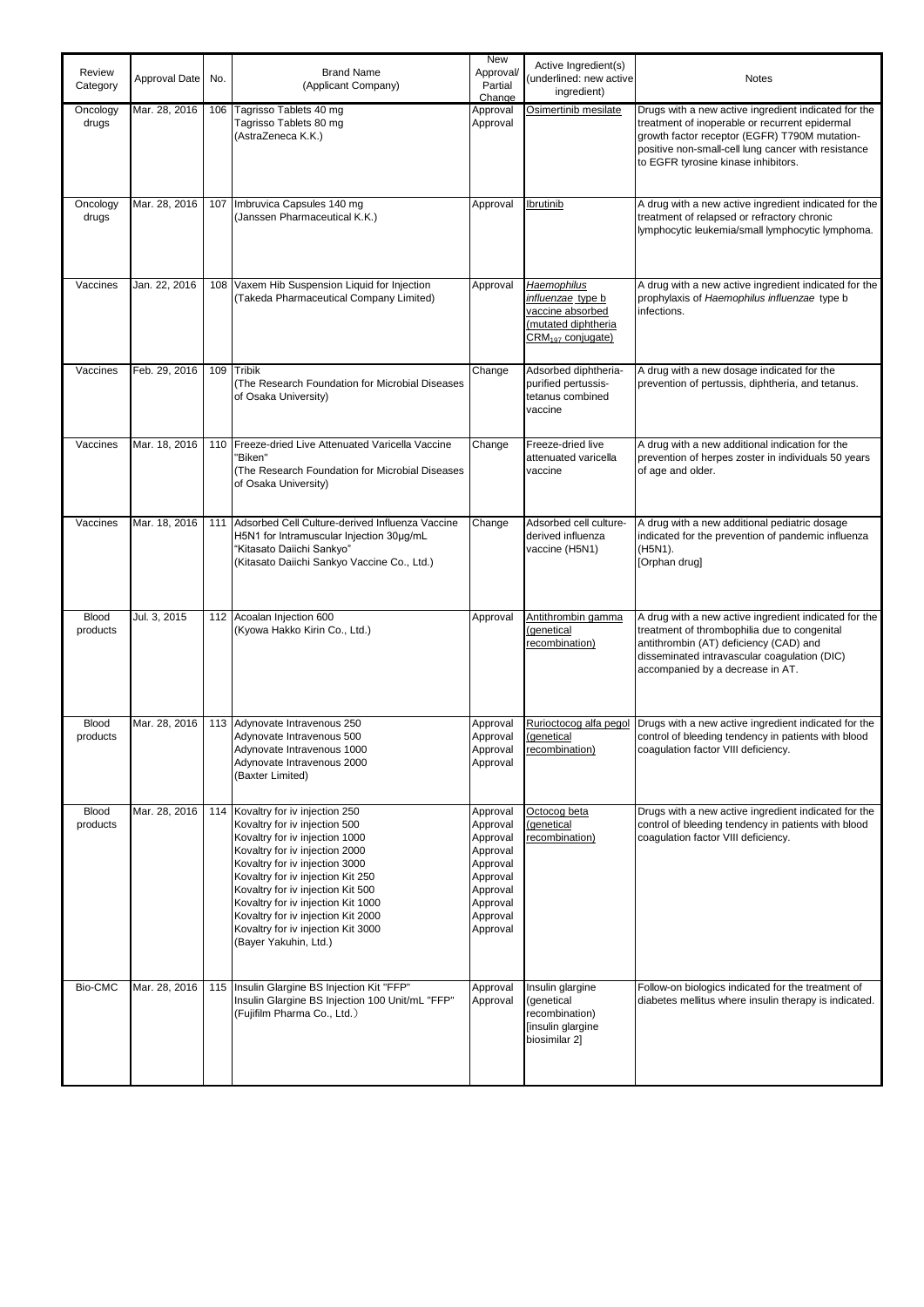| Review Category | Approval Date | No. | Brand Name (Applicant Company) | New Approval/ Partial Change | Active Ingredient(s) (underlined: new active ingredient) | Notes |
|---|---|---|---|---|---|---|
| Oncology drugs | Mar. 28, 2016 | 106 | Tagrisso Tablets 40 mg<br>Tagrisso Tablets 80 mg<br>(AstraZeneca K.K.) | Approval<br>Approval | Osimertinib mesilate | Drugs with a new active ingredient indicated for the treatment of inoperable or recurrent epidermal growth factor receptor (EGFR) T790M mutation-positive non-small-cell lung cancer with resistance to EGFR tyrosine kinase inhibitors. |
| Oncology drugs | Mar. 28, 2016 | 107 | Imbruvica Capsules 140 mg<br>(Janssen Pharmaceutical K.K.) | Approval | Ibrutinib | A drug with a new active ingredient indicated for the treatment of relapsed or refractory chronic lymphocytic leukemia/small lymphocytic lymphoma. |
| Vaccines | Jan. 22, 2016 | 108 | Vaxem Hib Suspension Liquid for Injection<br>(Takeda Pharmaceutical Company Limited) | Approval | *Haemophilus influenzae* type b vaccine absorbed (mutated diphtheria $CRM_{197}$ conjugate) | A drug with a new active ingredient indicated for the prophylaxis of *Haemophilus influenzae* type b infections. |
| Vaccines | Feb. 29, 2016 | 109 | Tribik<br>(The Research Foundation for Microbial Diseases of Osaka University) | Change | Adsorbed diphtheria-purified pertussis-tetanus combined vaccine | A drug with a new dosage indicated for the prevention of pertussis, diphtheria, and tetanus. |
| Vaccines | Mar. 18, 2016 | 110 | Freeze-dried Live Attenuated Varicella Vaccine "Biken"<br>(The Research Foundation for Microbial Diseases of Osaka University) | Change | Freeze-dried live attenuated varicella vaccine | A drug with a new additional indication for the prevention of herpes zoster in individuals 50 years of age and older. |
| Vaccines | Mar. 18, 2016 | 111 | Adsorbed Cell Culture-derived Influenza Vaccine H5N1 for Intramuscular Injection 30μg/mL "Kitasato Daiichi Sankyo"<br>(Kitasato Daiichi Sankyo Vaccine Co., Ltd.) | Change | Adsorbed cell culture-derived influenza vaccine (H5N1) | A drug with a new additional pediatric dosage indicated for the prevention of pandemic influenza (H5N1).<br>[Orphan drug] |
| Blood products | Jul. 3, 2015 | 112 | Acoalan Injection 600<br>(Kyowa Hakko Kirin Co., Ltd.) | Approval | Antithrombin gamma (genetical recombination) | A drug with a new active ingredient indicated for the treatment of thrombophilia due to congenital antithrombin (AT) deficiency (CAD) and disseminated intravascular coagulation (DIC) accompanied by a decrease in AT. |
| Blood products | Mar. 28, 2016 | 113 | Adynovate Intravenous 250<br>Adynovate Intravenous 500<br>Adynovate Intravenous 1000<br>Adynovate Intravenous 2000<br>(Baxter Limited) | Approval<br>Approval<br>Approval<br>Approval | Rurioctocog alfa pegol (genetical recombination) | Drugs with a new active ingredient indicated for the control of bleeding tendency in patients with blood coagulation factor VIII deficiency. |
| Blood products | Mar. 28, 2016 | 114 | Kovaltry for iv injection 250<br>Kovaltry for iv injection 500<br>Kovaltry for iv injection 1000<br>Kovaltry for iv injection 2000<br>Kovaltry for iv injection 3000<br>Kovaltry for iv injection Kit 250<br>Kovaltry for iv injection Kit 500<br>Kovaltry for iv injection Kit 1000<br>Kovaltry for iv injection Kit 2000<br>Kovaltry for iv injection Kit 3000<br>(Bayer Yakuhin, Ltd.) | Approval<br>Approval<br>Approval<br>Approval<br>Approval<br>Approval<br>Approval<br>Approval<br>Approval<br>Approval | Octocog beta (genetical recombination) | Drugs with a new active ingredient indicated for the control of bleeding tendency in patients with blood coagulation factor VIII deficiency. |
| Bio-CMC | Mar. 28, 2016 | 115 | Insulin Glargine BS Injection Kit "FFP"<br>Insulin Glargine BS Injection 100 Unit/mL "FFP"<br>(Fujifilm Pharma Co., Ltd.) | Approval<br>Approval | Insulin glargine (genetical recombination) [insulin glargine biosimilar 2] | Follow-on biologics indicated for the treatment of diabetes mellitus where insulin therapy is indicated. |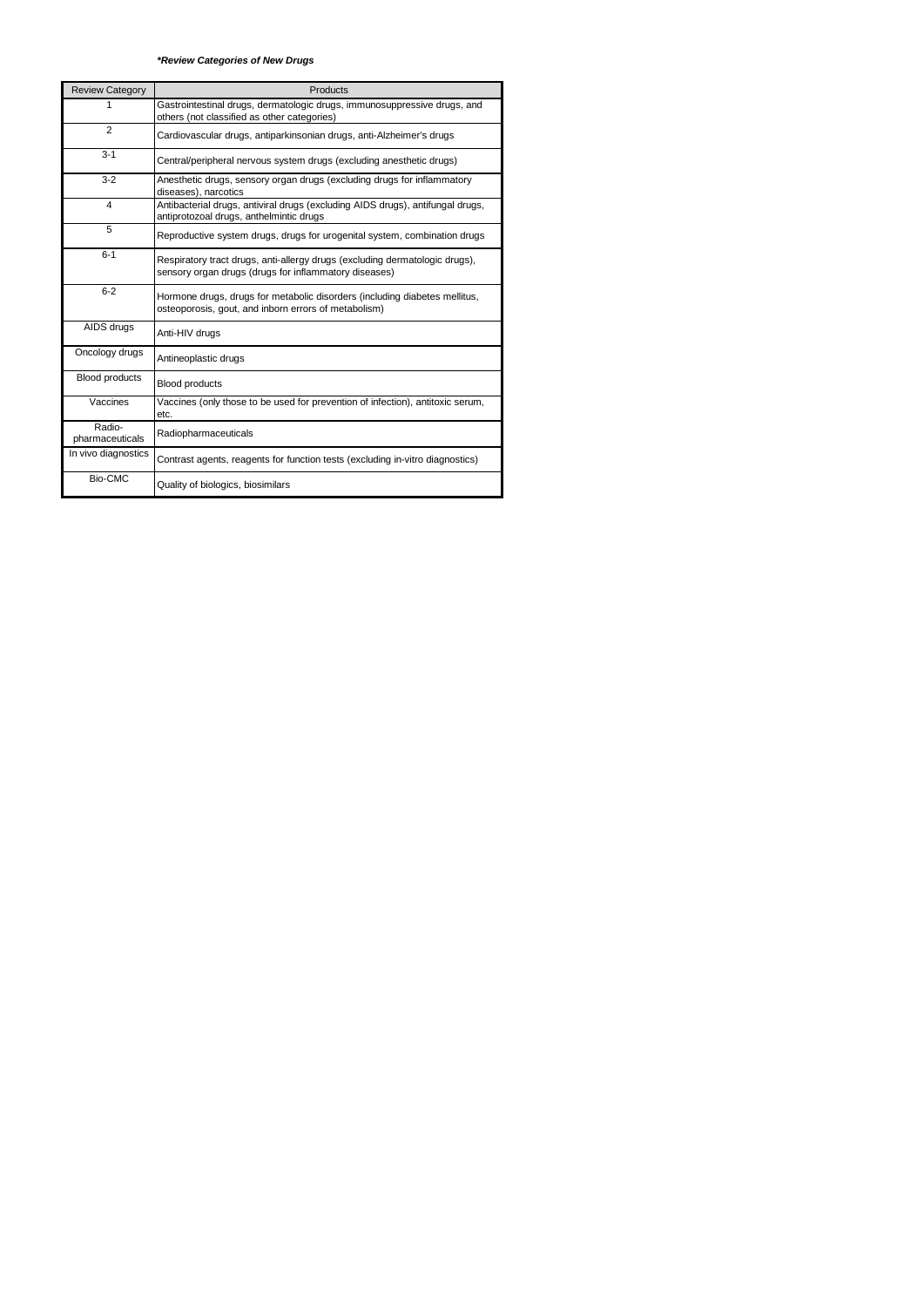***Review Categories of New Drugs**

| Review Category | Products |
|---|---|
| 1 | Gastrointestinal drugs, dermatologic drugs, immunosuppressive drugs, and others (not classified as other categories) |
| 2 | Cardiovascular drugs, antiparkinsonian drugs, anti-Alzheimer's drugs |
| 3-1 | Central/peripheral nervous system drugs (excluding anesthetic drugs) |
| 3-2 | Anesthetic drugs, sensory organ drugs (excluding drugs for inflammatory diseases), narcotics |
| 4 | Antibacterial drugs, antiviral drugs (excluding AIDS drugs), antifungal drugs, antiprotozoal drugs, anthelmintic drugs |
| 5 | Reproductive system drugs, drugs for urogenital system, combination drugs |
| 6-1 | Respiratory tract drugs, anti-allergy drugs (excluding dermatologic drugs), sensory organ drugs (drugs for inflammatory diseases) |
| 6-2 | Hormone drugs, drugs for metabolic disorders (including diabetes mellitus, osteoporosis, gout, and inborn errors of metabolism) |
| AIDS drugs | Anti-HIV drugs |
| Oncology drugs | Antineoplastic drugs |
| Blood products | Blood products |
| Vaccines | Vaccines (only those to be used for prevention of infection), antitoxic serum, etc. |
| Radio-pharmaceuticals | Radiopharmaceuticals |
| In vivo diagnostics | Contrast agents, reagents for function tests (excluding in-vitro diagnostics) |
| Bio-CMC | Quality of biologics, biosimilars |